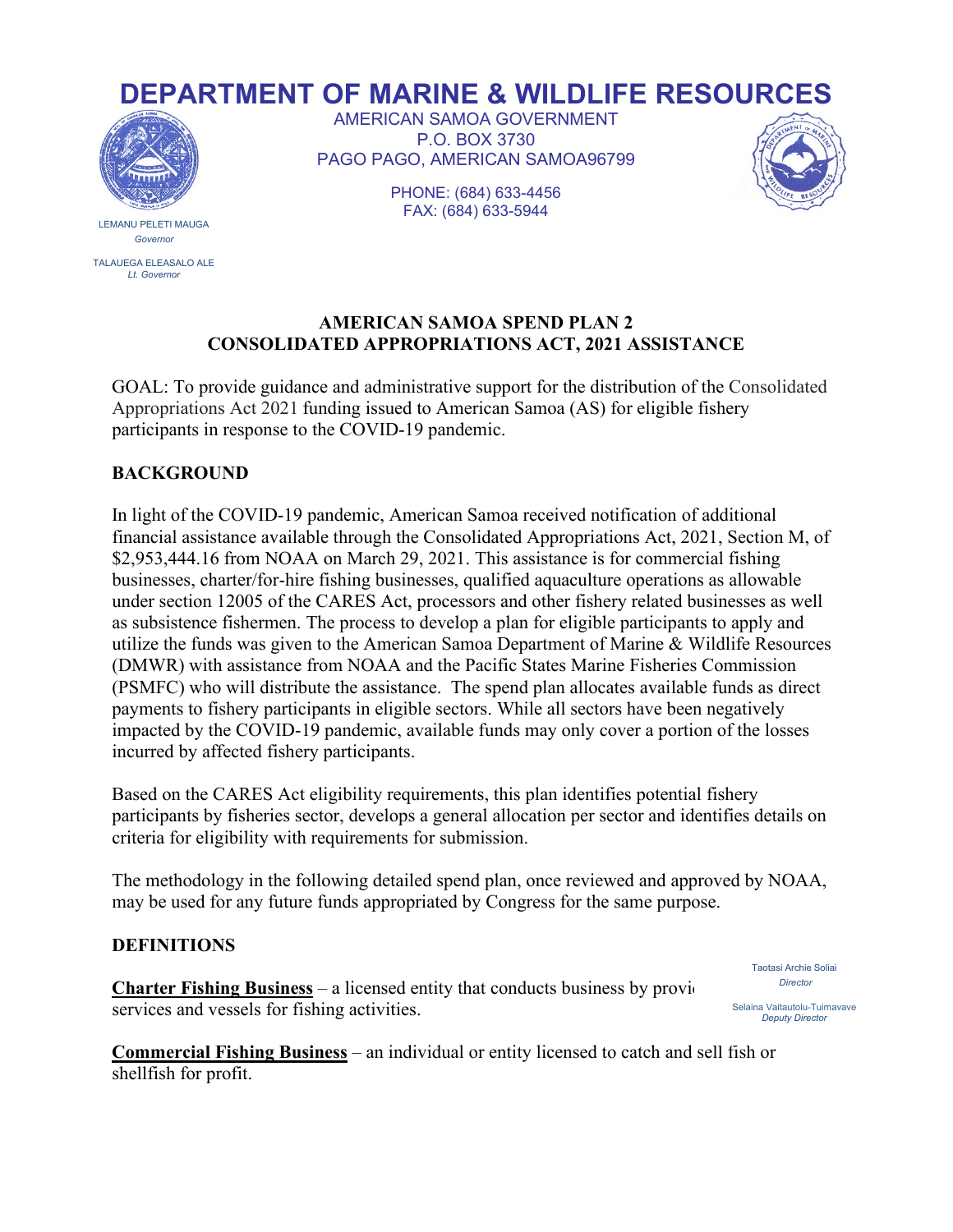# DEPARTMENT OF MARINE & WILDLIFE RESOURCES

AMERICAN SAMOA GOVERNMENT
P.O. BOX 3730
PAGO PAGO, AMERICAN SAMOA96799

PHONE: (684) 633-4456
FAX: (684) 633-5944

LEMANU PELETI MAUGA
*Governor*

TALAUEGA ELEASALO ALE
*Lt. Governor*

Taotasi Archie Soliai
*Director*

Selaina Vaitautolu-Tuimavave
*Deputy Director*

## AMERICAN SAMOA SPEND PLAN 2
## CONSOLIDATED APPROPRIATIONS ACT, 2021 ASSISTANCE

GOAL: To provide guidance and administrative support for the distribution of the Consolidated Appropriations Act 2021 funding issued to American Samoa (AS) for eligible fishery participants in response to the COVID-19 pandemic.

## BACKGROUND

In light of the COVID-19 pandemic, American Samoa received notification of additional financial assistance available through the Consolidated Appropriations Act, 2021, Section M, of $2,953,444.16 from NOAA on March 29, 2021. This assistance is for commercial fishing businesses, charter/for-hire fishing businesses, qualified aquaculture operations as allowable under section 12005 of the CARES Act, processors and other fishery related businesses as well as subsistence fishermen. The process to develop a plan for eligible participants to apply and utilize the funds was given to the American Samoa Department of Marine & Wildlife Resources (DMWR) with assistance from NOAA and the Pacific States Marine Fisheries Commission (PSMFC) who will distribute the assistance. The spend plan allocates available funds as direct payments to fishery participants in eligible sectors. While all sectors have been negatively impacted by the COVID-19 pandemic, available funds may only cover a portion of the losses incurred by affected fishery participants.

Based on the CARES Act eligibility requirements, this plan identifies potential fishery participants by fisheries sector, develops a general allocation per sector and identifies details on criteria for eligibility with requirements for submission.

The methodology in the following detailed spend plan, once reviewed and approved by NOAA, may be used for any future funds appropriated by Congress for the same purpose.

## DEFINITIONS

**Charter Fishing Business** – a licensed entity that conducts business by provi services and vessels for fishing activities.

**Commercial Fishing Business** – an individual or entity licensed to catch and sell fish or shellfish for profit.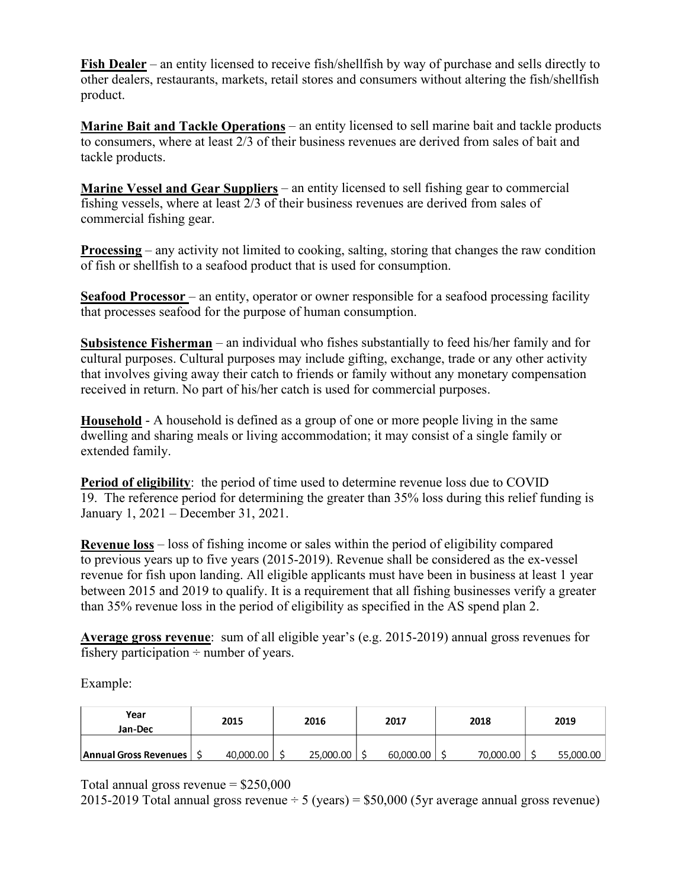**Fish Dealer** – an entity licensed to receive fish/shellfish by way of purchase and sells directly to other dealers, restaurants, markets, retail stores and consumers without altering the fish/shellfish product.

**Marine Bait and Tackle Operations** – an entity licensed to sell marine bait and tackle products to consumers, where at least 2/3 of their business revenues are derived from sales of bait and tackle products.

**Marine Vessel and Gear Suppliers** – an entity licensed to sell fishing gear to commercial fishing vessels, where at least 2/3 of their business revenues are derived from sales of commercial fishing gear.

**Processing** – any activity not limited to cooking, salting, storing that changes the raw condition of fish or shellfish to a seafood product that is used for consumption.

**Seafood Processor** – an entity, operator or owner responsible for a seafood processing facility that processes seafood for the purpose of human consumption.

**Subsistence Fisherman** – an individual who fishes substantially to feed his/her family and for cultural purposes. Cultural purposes may include gifting, exchange, trade or any other activity that involves giving away their catch to friends or family without any monetary compensation received in return. No part of his/her catch is used for commercial purposes.

**Household** - A household is defined as a group of one or more people living in the same dwelling and sharing meals or living accommodation; it may consist of a single family or extended family.

**Period of eligibility**: the period of time used to determine revenue loss due to COVID 19. The reference period for determining the greater than 35% loss during this relief funding is January 1, 2021 – December 31, 2021.

**Revenue loss** – loss of fishing income or sales within the period of eligibility compared to previous years up to five years (2015-2019). Revenue shall be considered as the ex-vessel revenue for fish upon landing. All eligible applicants must have been in business at least 1 year between 2015 and 2019 to qualify. It is a requirement that all fishing businesses verify a greater than 35% revenue loss in the period of eligibility as specified in the AS spend plan 2.

**Average gross revenue**: sum of all eligible year's (e.g. 2015-2019) annual gross revenues for fishery participation ÷ number of years.

Example:

| Year Jan-Dec | 2015 | 2016 | 2017 | 2018 | 2019 |
|---|---|---|---|---|---|
| Annual Gross Revenues | $ 40,000.00 | $ 25,000.00 | $ 60,000.00 | $ 70,000.00 | $ 55,000.00 |

Total annual gross revenue = $250,000

2015-2019 Total annual gross revenue ÷ 5 (years) = $50,000 (5yr average annual gross revenue)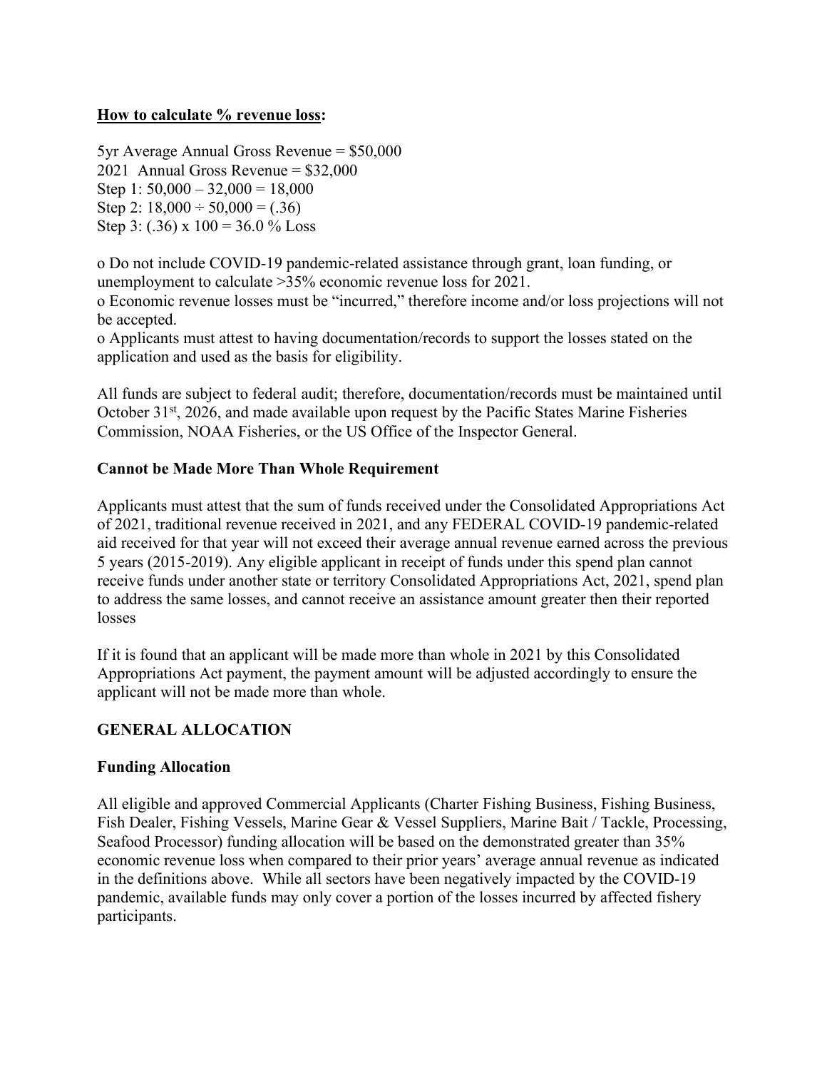**<u>How to calculate % revenue loss</u>:**

5yr Average Annual Gross Revenue = \$50,000
2021 Annual Gross Revenue = \$32,000
Step 1: 50,000 – 32,000 = 18,000
Step 2: 18,000 ÷ 50,000 = (.36)
Step 3: (.36) x 100 = 36.0 % Loss

o Do not include COVID-19 pandemic-related assistance through grant, loan funding, or unemployment to calculate >35% economic revenue loss for 2021.
o Economic revenue losses must be "incurred," therefore income and/or loss projections will not be accepted.
o Applicants must attest to having documentation/records to support the losses stated on the application and used as the basis for eligibility.

All funds are subject to federal audit; therefore, documentation/records must be maintained until October 31st, 2026, and made available upon request by the Pacific States Marine Fisheries Commission, NOAA Fisheries, or the US Office of the Inspector General.

### Cannot be Made More Than Whole Requirement

Applicants must attest that the sum of funds received under the Consolidated Appropriations Act of 2021, traditional revenue received in 2021, and any FEDERAL COVID-19 pandemic-related aid received for that year will not exceed their average annual revenue earned across the previous 5 years (2015-2019). Any eligible applicant in receipt of funds under this spend plan cannot receive funds under another state or territory Consolidated Appropriations Act, 2021, spend plan to address the same losses, and cannot receive an assistance amount greater then their reported losses

If it is found that an applicant will be made more than whole in 2021 by this Consolidated Appropriations Act payment, the payment amount will be adjusted accordingly to ensure the applicant will not be made more than whole.

## GENERAL ALLOCATION

### Funding Allocation

All eligible and approved Commercial Applicants (Charter Fishing Business, Fishing Business, Fish Dealer, Fishing Vessels, Marine Gear & Vessel Suppliers, Marine Bait / Tackle, Processing, Seafood Processor) funding allocation will be based on the demonstrated greater than 35% economic revenue loss when compared to their prior years' average annual revenue as indicated in the definitions above. While all sectors have been negatively impacted by the COVID-19 pandemic, available funds may only cover a portion of the losses incurred by affected fishery participants.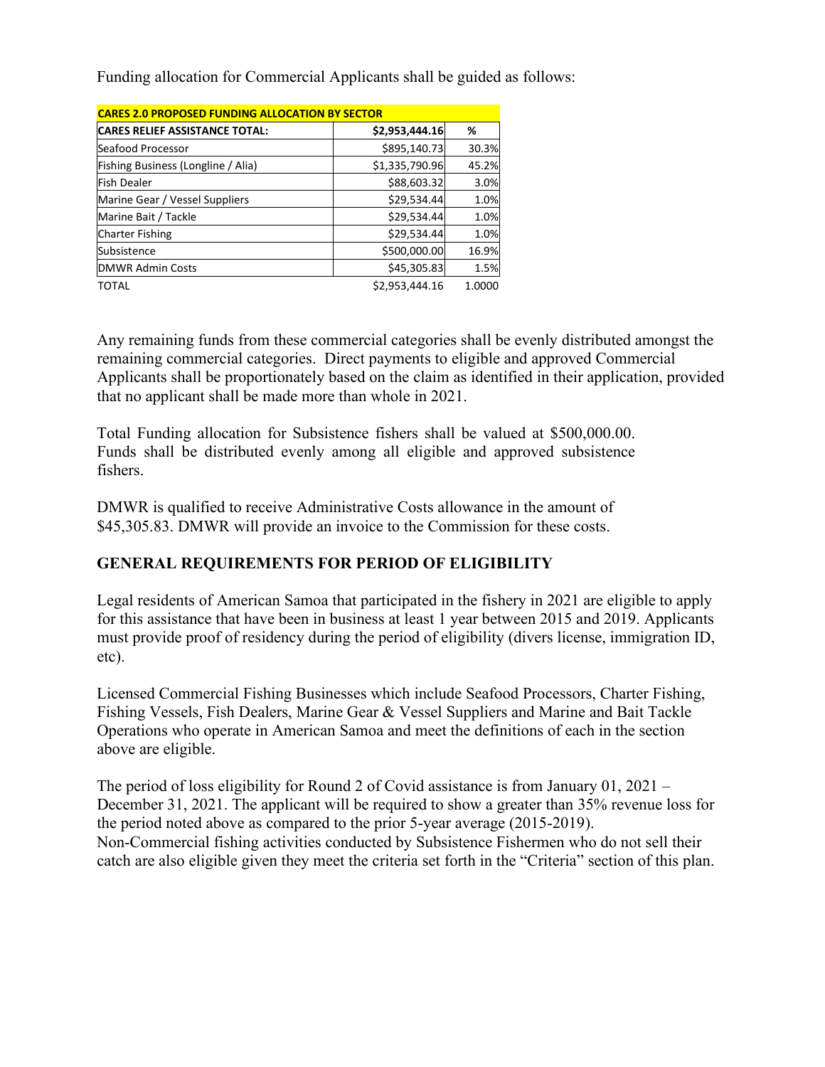Funding allocation for Commercial Applicants shall be guided as follows:

| CARES 2.0 PROPOSED FUNDING ALLOCATION BY SECTOR | | |
|---|---|---|
| **CARES RELIEF ASSISTANCE TOTAL:** | **$2,953,444.16** | **%** |
| Seafood Processor | $895,140.73 | 30.3% |
| Fishing Business (Longline / Alia) | $1,335,790.96 | 45.2% |
| Fish Dealer | $88,603.32 | 3.0% |
| Marine Gear / Vessel Suppliers | $29,534.44 | 1.0% |
| Marine Bait / Tackle | $29,534.44 | 1.0% |
| Charter Fishing | $29,534.44 | 1.0% |
| Subsistence | $500,000.00 | 16.9% |
| DMWR Admin Costs | $45,305.83 | 1.5% |
| TOTAL | $2,953,444.16 | 1.0000 |

Any remaining funds from these commercial categories shall be evenly distributed amongst the remaining commercial categories. Direct payments to eligible and approved Commercial Applicants shall be proportionately based on the claim as identified in their application, provided that no applicant shall be made more than whole in 2021.

Total Funding allocation for Subsistence fishers shall be valued at $500,000.00. Funds shall be distributed evenly among all eligible and approved subsistence fishers.

DMWR is qualified to receive Administrative Costs allowance in the amount of $45,305.83. DMWR will provide an invoice to the Commission for these costs.

## GENERAL REQUIREMENTS FOR PERIOD OF ELIGIBILITY

Legal residents of American Samoa that participated in the fishery in 2021 are eligible to apply for this assistance that have been in business at least 1 year between 2015 and 2019. Applicants must provide proof of residency during the period of eligibility (divers license, immigration ID, etc).

Licensed Commercial Fishing Businesses which include Seafood Processors, Charter Fishing, Fishing Vessels, Fish Dealers, Marine Gear & Vessel Suppliers and Marine and Bait Tackle Operations who operate in American Samoa and meet the definitions of each in the section above are eligible.

The period of loss eligibility for Round 2 of Covid assistance is from January 01, 2021 – December 31, 2021. The applicant will be required to show a greater than 35% revenue loss for the period noted above as compared to the prior 5-year average (2015-2019).
Non-Commercial fishing activities conducted by Subsistence Fishermen who do not sell their catch are also eligible given they meet the criteria set forth in the "Criteria" section of this plan.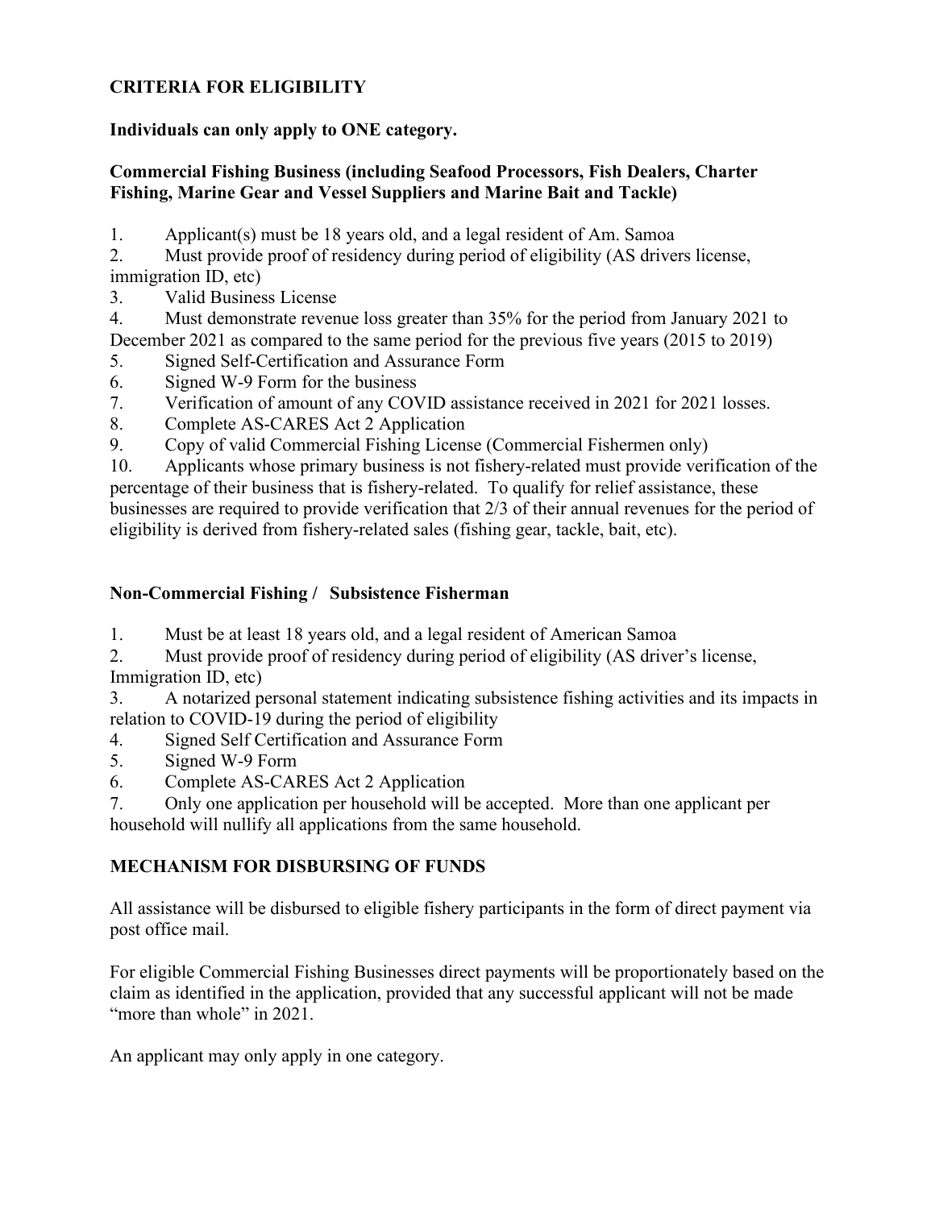## CRITERIA FOR ELIGIBILITY

**Individuals can only apply to ONE category.**

**Commercial Fishing Business (including Seafood Processors, Fish Dealers, Charter Fishing, Marine Gear and Vessel Suppliers and Marine Bait and Tackle)**

1. Applicant(s) must be 18 years old, and a legal resident of Am. Samoa
2. Must provide proof of residency during period of eligibility (AS drivers license, immigration ID, etc)
3. Valid Business License
4. Must demonstrate revenue loss greater than 35% for the period from January 2021 to December 2021 as compared to the same period for the previous five years (2015 to 2019)
5. Signed Self-Certification and Assurance Form
6. Signed W-9 Form for the business
7. Verification of amount of any COVID assistance received in 2021 for 2021 losses.
8. Complete AS-CARES Act 2 Application
9. Copy of valid Commercial Fishing License (Commercial Fishermen only)
10. Applicants whose primary business is not fishery-related must provide verification of the percentage of their business that is fishery-related. To qualify for relief assistance, these businesses are required to provide verification that 2/3 of their annual revenues for the period of eligibility is derived from fishery-related sales (fishing gear, tackle, bait, etc).

**Non-Commercial Fishing / Subsistence Fisherman**

1. Must be at least 18 years old, and a legal resident of American Samoa
2. Must provide proof of residency during period of eligibility (AS driver's license, Immigration ID, etc)
3. A notarized personal statement indicating subsistence fishing activities and its impacts in relation to COVID-19 during the period of eligibility
4. Signed Self Certification and Assurance Form
5. Signed W-9 Form
6. Complete AS-CARES Act 2 Application
7. Only one application per household will be accepted. More than one applicant per household will nullify all applications from the same household.

## MECHANISM FOR DISBURSING OF FUNDS

All assistance will be disbursed to eligible fishery participants in the form of direct payment via post office mail.

For eligible Commercial Fishing Businesses direct payments will be proportionately based on the claim as identified in the application, provided that any successful applicant will not be made "more than whole" in 2021.

An applicant may only apply in one category.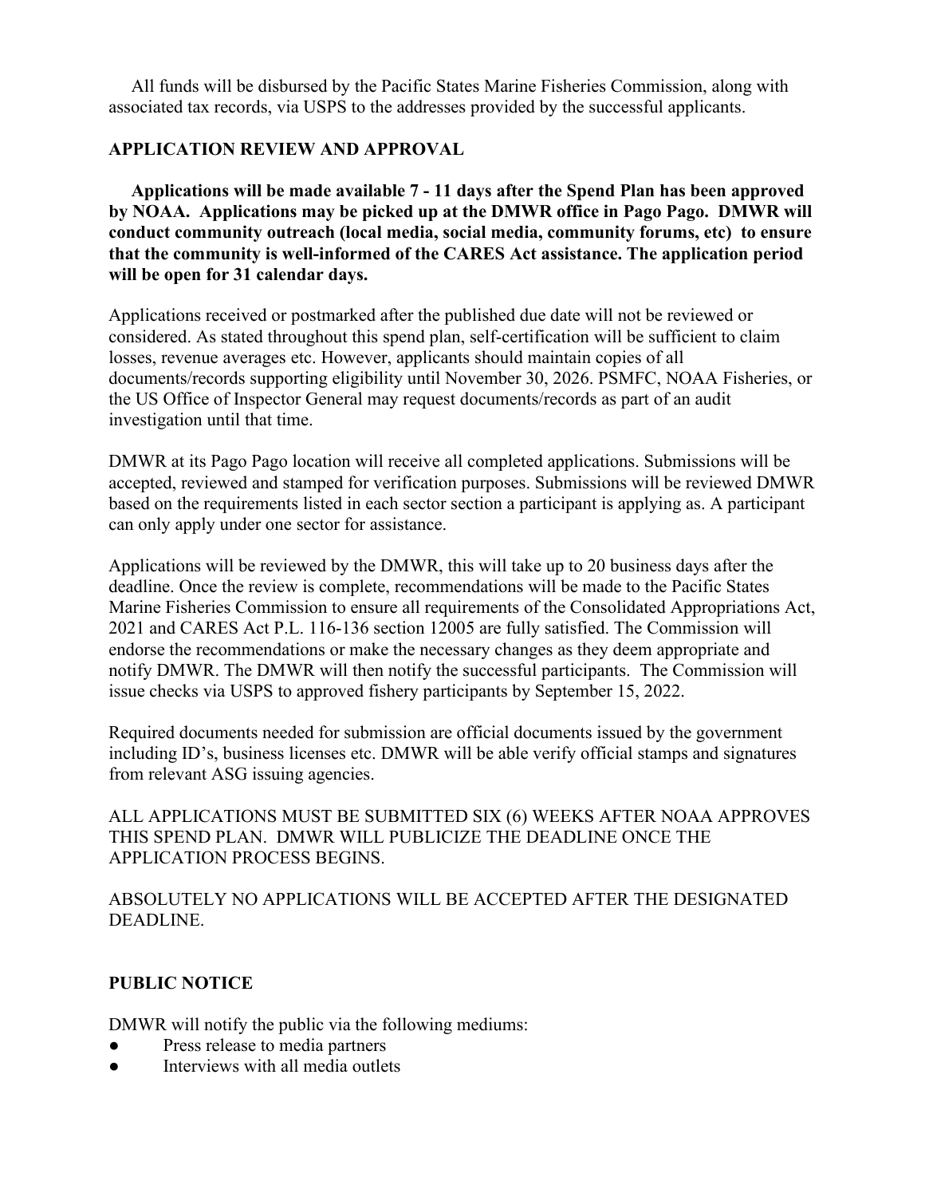All funds will be disbursed by the Pacific States Marine Fisheries Commission, along with associated tax records, via USPS to the addresses provided by the successful applicants.

## APPLICATION REVIEW AND APPROVAL

**Applications will be made available 7 - 11 days after the Spend Plan has been approved by NOAA. Applications may be picked up at the DMWR office in Pago Pago. DMWR will conduct community outreach (local media, social media, community forums, etc) to ensure that the community is well-informed of the CARES Act assistance. The application period will be open for 31 calendar days.**

Applications received or postmarked after the published due date will not be reviewed or considered. As stated throughout this spend plan, self-certification will be sufficient to claim losses, revenue averages etc. However, applicants should maintain copies of all documents/records supporting eligibility until November 30, 2026. PSMFC, NOAA Fisheries, or the US Office of Inspector General may request documents/records as part of an audit investigation until that time.

DMWR at its Pago Pago location will receive all completed applications. Submissions will be accepted, reviewed and stamped for verification purposes. Submissions will be reviewed DMWR based on the requirements listed in each sector section a participant is applying as. A participant can only apply under one sector for assistance.

Applications will be reviewed by the DMWR, this will take up to 20 business days after the deadline. Once the review is complete, recommendations will be made to the Pacific States Marine Fisheries Commission to ensure all requirements of the Consolidated Appropriations Act, 2021 and CARES Act P.L. 116-136 section 12005 are fully satisfied. The Commission will endorse the recommendations or make the necessary changes as they deem appropriate and notify DMWR. The DMWR will then notify the successful participants. The Commission will issue checks via USPS to approved fishery participants by September 15, 2022.

Required documents needed for submission are official documents issued by the government including ID's, business licenses etc. DMWR will be able verify official stamps and signatures from relevant ASG issuing agencies.

ALL APPLICATIONS MUST BE SUBMITTED SIX (6) WEEKS AFTER NOAA APPROVES THIS SPEND PLAN. DMWR WILL PUBLICIZE THE DEADLINE ONCE THE APPLICATION PROCESS BEGINS.

ABSOLUTELY NO APPLICATIONS WILL BE ACCEPTED AFTER THE DESIGNATED DEADLINE.

## PUBLIC NOTICE

DMWR will notify the public via the following mediums:

- Press release to media partners
- Interviews with all media outlets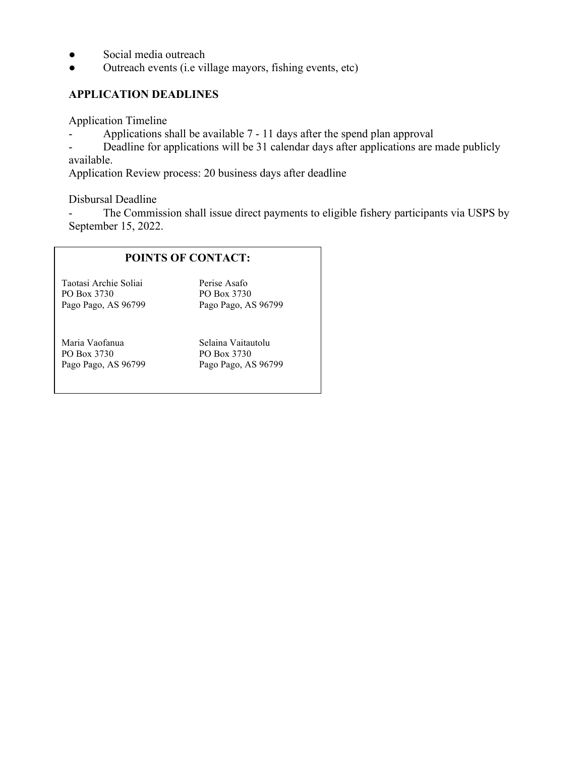- Social media outreach
- Outreach events (i.e village mayors, fishing events, etc)

**APPLICATION DEADLINES**

Application Timeline

- Applications shall be available 7 - 11 days after the spend plan approval
- Deadline for applications will be 31 calendar days after applications are made publicly available.

Application Review process: 20 business days after deadline

Disbursal Deadline

- The Commission shall issue direct payments to eligible fishery participants via USPS by September 15, 2022.

**POINTS OF CONTACT:**

Taotasi Archie Soliai
PO Box 3730
Pago Pago, AS 96799

Perise Asafo
PO Box 3730
Pago Pago, AS 96799

Maria Vaofanua
PO Box 3730
Pago Pago, AS 96799

Selaina Vaitautolu
PO Box 3730
Pago Pago, AS 96799